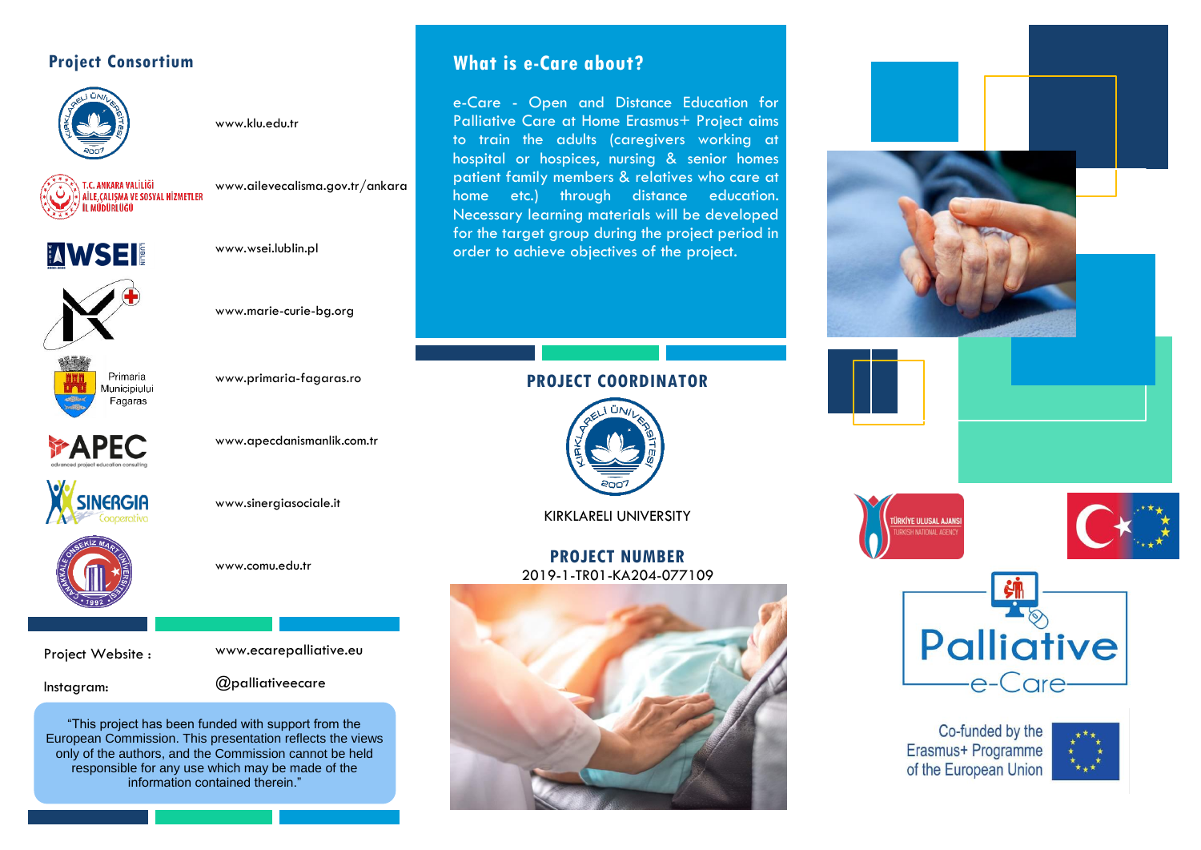## Project Consortium

www.klu.edu.tr

T.C. ANKARA VALİLİĞİ AİLE, ÇALIŞMA VE SOSYAL HİZMETLER İL MÜDÜRLÜĞÜ — www.ailevecalisma.gov.tr/ankara

WSEI — www.wsei.lublin.pl

www.marie-curie-bg.org

Primaria Municipiului Fagaras — www.primaria-fagaras.ro

APEC advanced project education consulting — www.apecdanismanlik.com.tr

SINERGIA Cooperativa — www.sinergiasociale.it

www.comu.edu.tr

Project Website : www.ecarepalliative.eu

Instagram: @palliativeecare

"This project has been funded with support from the European Commission. This presentation reflects the views only of the authors, and the Commission cannot be held responsible for any use which may be made of the information contained therein."

## What is e-Care about?

e-Care - Open and Distance Education for Palliative Care at Home Erasmus+ Project aims to train the adults (caregivers working at hospital or hospices, nursing & senior homes patient family members & relatives who care at home etc.) through distance education. Necessary learning materials will be developed for the target group during the project period in order to achieve objectives of the project.

## PROJECT COORDINATOR

KIRKLARELI UNIVERSITY

## PROJECT NUMBER

2019-1-TR01-KA204-077109

TÜRKİYE ULUSAL AJANSI TURKISH NATIONAL AGENCY

Palliative e-Care

Co-funded by the Erasmus+ Programme of the European Union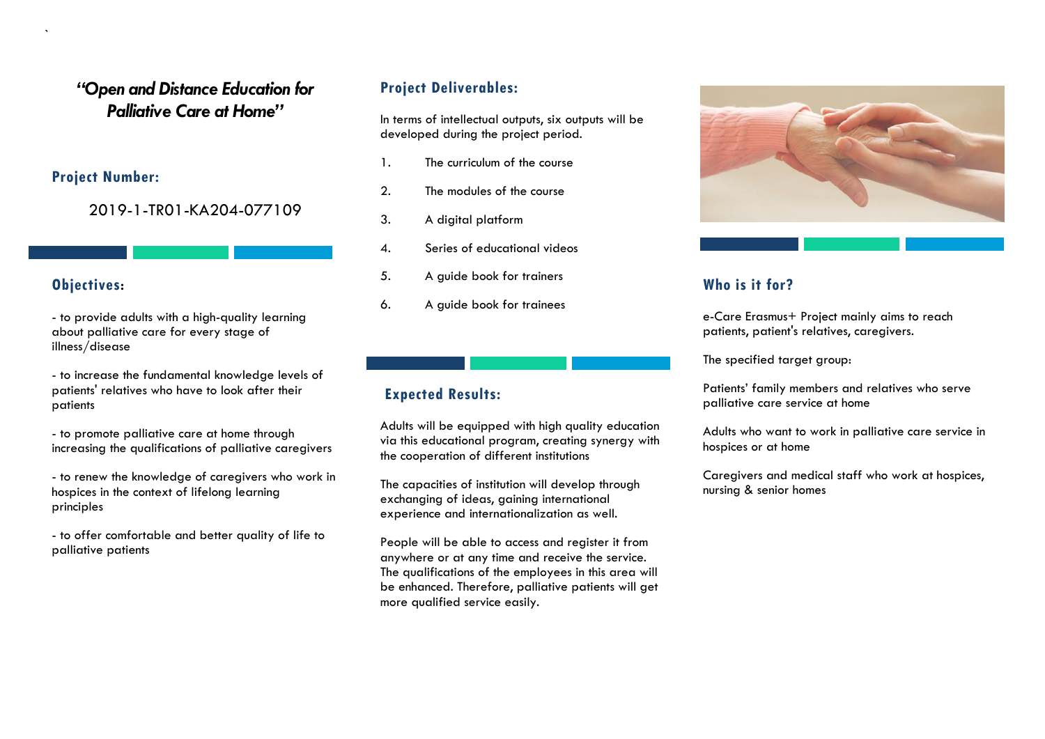*"Open and Distance Education for Palliative Care at Home"*

## Project Number:

2019-1-TR01-KA204-077109

## Objectives:

- to provide adults with a high-quality learning about palliative care for every stage of illness/disease

- to increase the fundamental knowledge levels of patients' relatives who have to look after their patients

- to promote palliative care at home through increasing the qualifications of palliative caregivers

- to renew the knowledge of caregivers who work in hospices in the context of lifelong learning principles

- to offer comfortable and better quality of life to palliative patients

## Project Deliverables:

In terms of intellectual outputs, six outputs will be developed during the project period.

1. The curriculum of the course
2. The modules of the course
3. A digital platform
4. Series of educational videos
5. A guide book for trainers
6. A guide book for trainees

## Expected Results:

Adults will be equipped with high quality education via this educational program, creating synergy with the cooperation of different institutions

The capacities of institution will develop through exchanging of ideas, gaining international experience and internationalization as well.

People will be able to access and register it from anywhere or at any time and receive the service. The qualifications of the employees in this area will be enhanced. Therefore, palliative patients will get more qualified service easily.

## Who is it for?

e-Care Erasmus+ Project mainly aims to reach patients, patient's relatives, caregivers.

The specified target group:

Patients' family members and relatives who serve palliative care service at home

Adults who want to work in palliative care service in hospices or at home

Caregivers and medical staff who work at hospices, nursing & senior homes